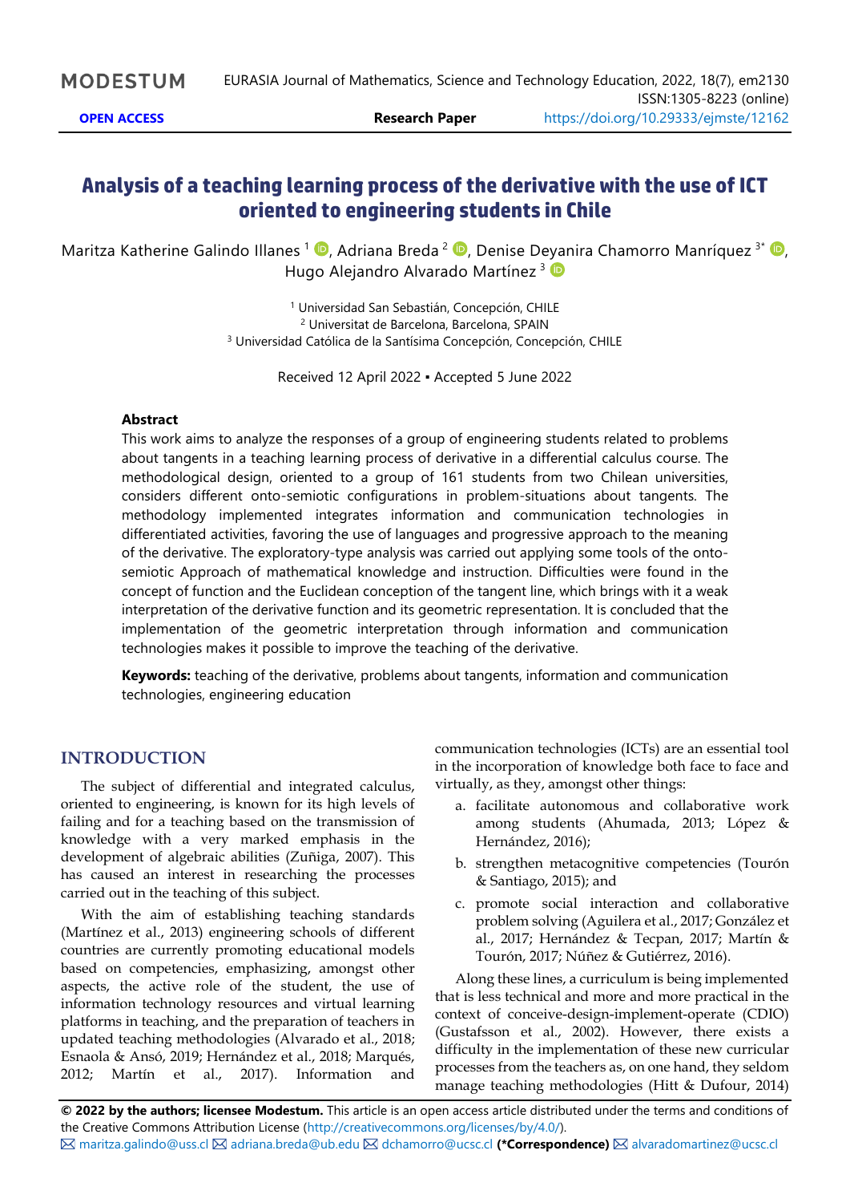# Analysis of a teaching learning process of the derivative with the use of ICT oriented to engineering students in Chile

Maritza Katherine Galindo Illanes [1], Adriana Breda [2], Denise Deyanira Chamorro Manríquez [3*], Hugo Alejandro Alvarado Martínez [3]

[1] Universidad San Sebastián, Concepción, CHILE
[2] Universitat de Barcelona, Barcelona, SPAIN
[3] Universidad Católica de la Santísima Concepción, Concepción, CHILE

Received 12 April 2022 ▪ Accepted 5 June 2022

### Abstract

This work aims to analyze the responses of a group of engineering students related to problems about tangents in a teaching learning process of derivative in a differential calculus course. The methodological design, oriented to a group of 161 students from two Chilean universities, considers different onto-semiotic configurations in problem-situations about tangents. The methodology implemented integrates information and communication technologies in differentiated activities, favoring the use of languages and progressive approach to the meaning of the derivative. The exploratory-type analysis was carried out applying some tools of the onto-semiotic Approach of mathematical knowledge and instruction. Difficulties were found in the concept of function and the Euclidean conception of the tangent line, which brings with it a weak interpretation of the derivative function and its geometric representation. It is concluded that the implementation of the geometric interpretation through information and communication technologies makes it possible to improve the teaching of the derivative.

**Keywords:** teaching of the derivative, problems about tangents, information and communication technologies, engineering education

## INTRODUCTION

The subject of differential and integrated calculus, oriented to engineering, is known for its high levels of failing and for a teaching based on the transmission of knowledge with a very marked emphasis in the development of algebraic abilities (Zuñiga, 2007). This has caused an interest in researching the processes carried out in the teaching of this subject.

With the aim of establishing teaching standards (Martínez et al., 2013) engineering schools of different countries are currently promoting educational models based on competencies, emphasizing, amongst other aspects, the active role of the student, the use of information technology resources and virtual learning platforms in teaching, and the preparation of teachers in updated teaching methodologies (Alvarado et al., 2018; Esnaola & Ansó, 2019; Hernández et al., 2018; Marqués, 2012; Martín et al., 2017). Information and communication technologies (ICTs) are an essential tool in the incorporation of knowledge both face to face and virtually, as they, amongst other things:

a. facilitate autonomous and collaborative work among students (Ahumada, 2013; López & Hernández, 2016);
b. strengthen metacognitive competencies (Tourón & Santiago, 2015); and
c. promote social interaction and collaborative problem solving (Aguilera et al., 2017; González et al., 2017; Hernández & Tecpan, 2017; Martín & Tourón, 2017; Núñez & Gutiérrez, 2016).

Along these lines, a curriculum is being implemented that is less technical and more and more practical in the context of conceive-design-implement-operate (CDIO) (Gustafsson et al., 2002). However, there exists a difficulty in the implementation of these new curricular processes from the teachers as, on one hand, they seldom manage teaching methodologies (Hitt & Dufour, 2014)

**© 2022 by the authors; licensee Modestum.** This article is an open access article distributed under the terms and conditions of the Creative Commons Attribution License (http://creativecommons.org/licenses/by/4.0/).
maritza.galindo@uss.cl adriana.breda@ub.edu dchamorro@ucsc.cl **(*Correspondence)** alvaradomartinez@ucsc.cl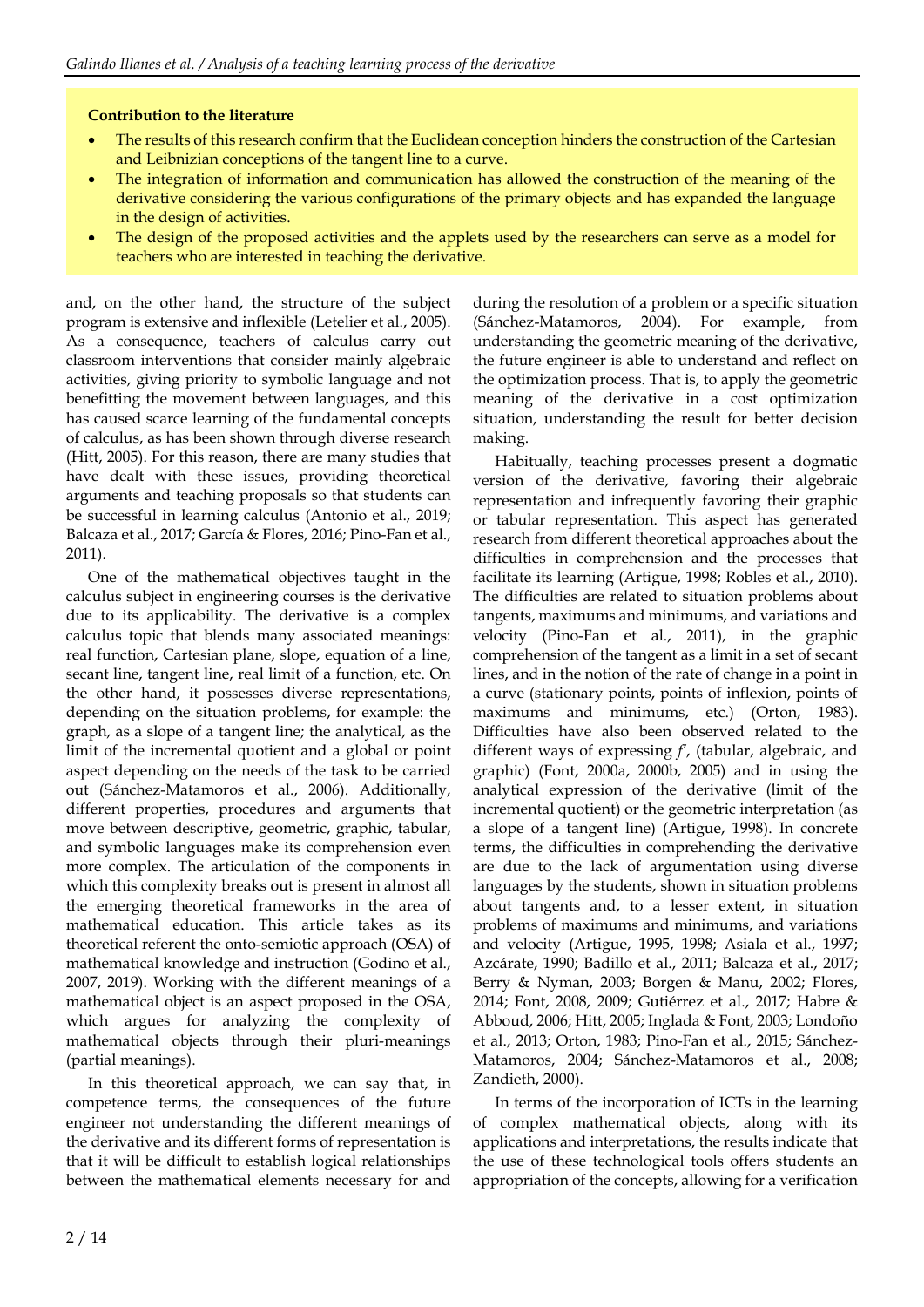**Contribution to the literature**

- The results of this research confirm that the Euclidean conception hinders the construction of the Cartesian and Leibnizian conceptions of the tangent line to a curve.
- The integration of information and communication has allowed the construction of the meaning of the derivative considering the various configurations of the primary objects and has expanded the language in the design of activities.
- The design of the proposed activities and the applets used by the researchers can serve as a model for teachers who are interested in teaching the derivative.

and, on the other hand, the structure of the subject program is extensive and inflexible (Letelier et al., 2005). As a consequence, teachers of calculus carry out classroom interventions that consider mainly algebraic activities, giving priority to symbolic language and not benefitting the movement between languages, and this has caused scarce learning of the fundamental concepts of calculus, as has been shown through diverse research (Hitt, 2005). For this reason, there are many studies that have dealt with these issues, providing theoretical arguments and teaching proposals so that students can be successful in learning calculus (Antonio et al., 2019; Balcaza et al., 2017; García & Flores, 2016; Pino-Fan et al., 2011).

One of the mathematical objectives taught in the calculus subject in engineering courses is the derivative due to its applicability. The derivative is a complex calculus topic that blends many associated meanings: real function, Cartesian plane, slope, equation of a line, secant line, tangent line, real limit of a function, etc. On the other hand, it possesses diverse representations, depending on the situation problems, for example: the graph, as a slope of a tangent line; the analytical, as the limit of the incremental quotient and a global or point aspect depending on the needs of the task to be carried out (Sánchez-Matamoros et al., 2006). Additionally, different properties, procedures and arguments that move between descriptive, geometric, graphic, tabular, and symbolic languages make its comprehension even more complex. The articulation of the components in which this complexity breaks out is present in almost all the emerging theoretical frameworks in the area of mathematical education. This article takes as its theoretical referent the onto-semiotic approach (OSA) of mathematical knowledge and instruction (Godino et al., 2007, 2019). Working with the different meanings of a mathematical object is an aspect proposed in the OSA, which argues for analyzing the complexity of mathematical objects through their pluri-meanings (partial meanings).

In this theoretical approach, we can say that, in competence terms, the consequences of the future engineer not understanding the different meanings of the derivative and its different forms of representation is that it will be difficult to establish logical relationships between the mathematical elements necessary for and during the resolution of a problem or a specific situation (Sánchez-Matamoros, 2004). For example, from understanding the geometric meaning of the derivative, the future engineer is able to understand and reflect on the optimization process. That is, to apply the geometric meaning of the derivative in a cost optimization situation, understanding the result for better decision making.

Habitually, teaching processes present a dogmatic version of the derivative, favoring their algebraic representation and infrequently favoring their graphic or tabular representation. This aspect has generated research from different theoretical approaches about the difficulties in comprehension and the processes that facilitate its learning (Artigue, 1998; Robles et al., 2010). The difficulties are related to situation problems about tangents, maximums and minimums, and variations and velocity (Pino-Fan et al., 2011), in the graphic comprehension of the tangent as a limit in a set of secant lines, and in the notion of the rate of change in a point in a curve (stationary points, points of inflexion, points of maximums and minimums, etc.) (Orton, 1983). Difficulties have also been observed related to the different ways of expressing $f'$, (tabular, algebraic, and graphic) (Font, 2000a, 2000b, 2005) and in using the analytical expression of the derivative (limit of the incremental quotient) or the geometric interpretation (as a slope of a tangent line) (Artigue, 1998). In concrete terms, the difficulties in comprehending the derivative are due to the lack of argumentation using diverse languages by the students, shown in situation problems about tangents and, to a lesser extent, in situation problems of maximums and minimums, and variations and velocity (Artigue, 1995, 1998; Asiala et al., 1997; Azcárate, 1990; Badillo et al., 2011; Balcaza et al., 2017; Berry & Nyman, 2003; Borgen & Manu, 2002; Flores, 2014; Font, 2008, 2009; Gutiérrez et al., 2017; Habre & Abboud, 2006; Hitt, 2005; Inglada & Font, 2003; Londoño et al., 2013; Orton, 1983; Pino-Fan et al., 2015; Sánchez-Matamoros, 2004; Sánchez-Matamoros et al., 2008; Zandieth, 2000).

In terms of the incorporation of ICTs in the learning of complex mathematical objects, along with its applications and interpretations, the results indicate that the use of these technological tools offers students an appropriation of the concepts, allowing for a verification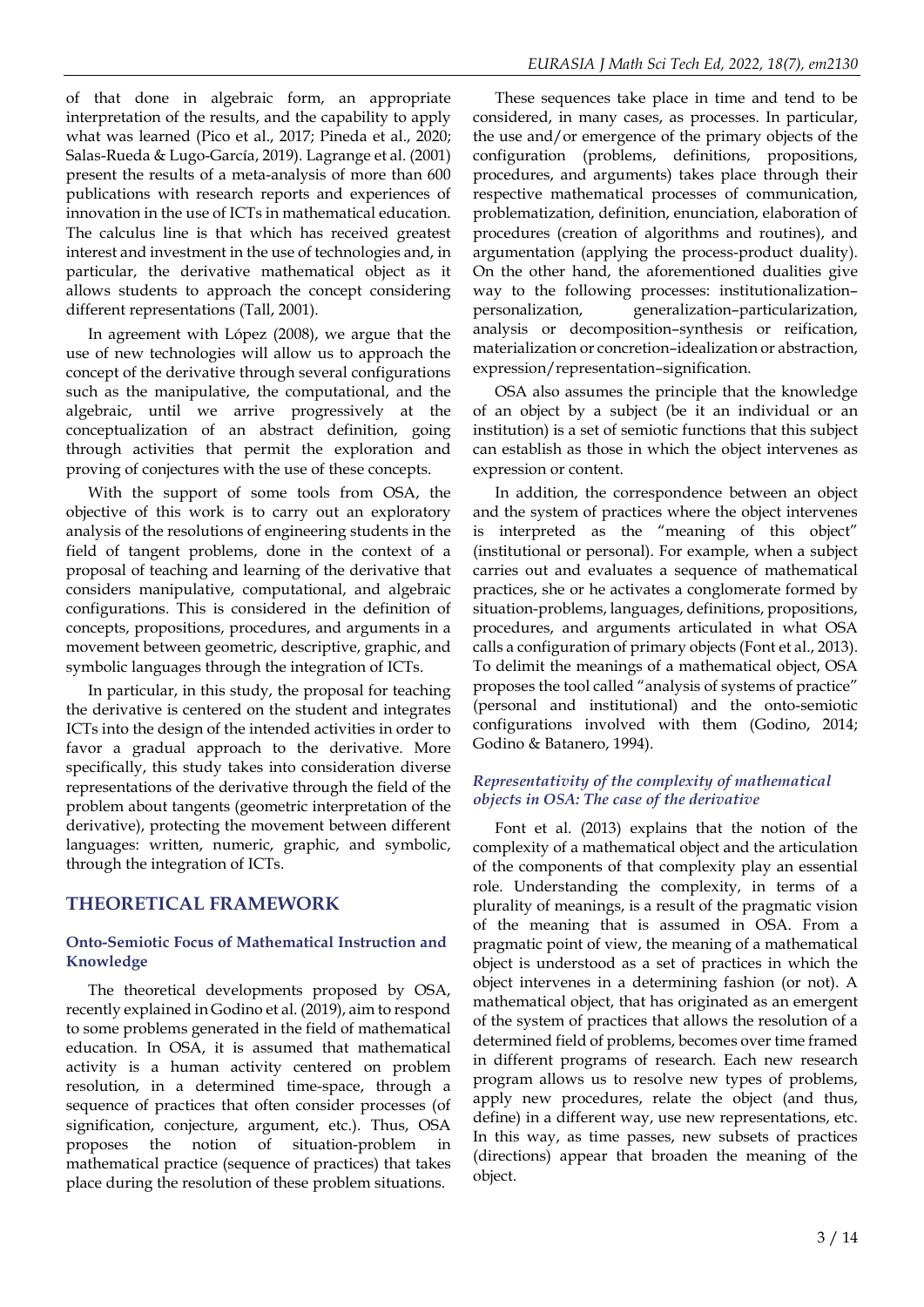of that done in algebraic form, an appropriate interpretation of the results, and the capability to apply what was learned (Pico et al., 2017; Pineda et al., 2020; Salas-Rueda & Lugo-García, 2019). Lagrange et al. (2001) present the results of a meta-analysis of more than 600 publications with research reports and experiences of innovation in the use of ICTs in mathematical education. The calculus line is that which has received greatest interest and investment in the use of technologies and, in particular, the derivative mathematical object as it allows students to approach the concept considering different representations (Tall, 2001).

In agreement with López (2008), we argue that the use of new technologies will allow us to approach the concept of the derivative through several configurations such as the manipulative, the computational, and the algebraic, until we arrive progressively at the conceptualization of an abstract definition, going through activities that permit the exploration and proving of conjectures with the use of these concepts.

With the support of some tools from OSA, the objective of this work is to carry out an exploratory analysis of the resolutions of engineering students in the field of tangent problems, done in the context of a proposal of teaching and learning of the derivative that considers manipulative, computational, and algebraic configurations. This is considered in the definition of concepts, propositions, procedures, and arguments in a movement between geometric, descriptive, graphic, and symbolic languages through the integration of ICTs.

In particular, in this study, the proposal for teaching the derivative is centered on the student and integrates ICTs into the design of the intended activities in order to favor a gradual approach to the derivative. More specifically, this study takes into consideration diverse representations of the derivative through the field of the problem about tangents (geometric interpretation of the derivative), protecting the movement between different languages: written, numeric, graphic, and symbolic, through the integration of ICTs.

## THEORETICAL FRAMEWORK

### Onto-Semiotic Focus of Mathematical Instruction and Knowledge

The theoretical developments proposed by OSA, recently explained in Godino et al. (2019), aim to respond to some problems generated in the field of mathematical education. In OSA, it is assumed that mathematical activity is a human activity centered on problem resolution, in a determined time-space, through a sequence of practices that often consider processes (of signification, conjecture, argument, etc.). Thus, OSA proposes the notion of situation-problem in mathematical practice (sequence of practices) that takes place during the resolution of these problem situations.

These sequences take place in time and tend to be considered, in many cases, as processes. In particular, the use and/or emergence of the primary objects of the configuration (problems, definitions, propositions, procedures, and arguments) takes place through their respective mathematical processes of communication, problematization, definition, enunciation, elaboration of procedures (creation of algorithms and routines), and argumentation (applying the process-product duality). On the other hand, the aforementioned dualities give way to the following processes: institutionalization–personalization, generalization–particularization, analysis or decomposition–synthesis or reification, materialization or concretion–idealization or abstraction, expression/representation–signification.

OSA also assumes the principle that the knowledge of an object by a subject (be it an individual or an institution) is a set of semiotic functions that this subject can establish as those in which the object intervenes as expression or content.

In addition, the correspondence between an object and the system of practices where the object intervenes is interpreted as the "meaning of this object" (institutional or personal). For example, when a subject carries out and evaluates a sequence of mathematical practices, she or he activates a conglomerate formed by situation-problems, languages, definitions, propositions, procedures, and arguments articulated in what OSA calls a configuration of primary objects (Font et al., 2013). To delimit the meanings of a mathematical object, OSA proposes the tool called "analysis of systems of practice" (personal and institutional) and the onto-semiotic configurations involved with them (Godino, 2014; Godino & Batanero, 1994).

### *Representativity of the complexity of mathematical objects in OSA: The case of the derivative*

Font et al. (2013) explains that the notion of the complexity of a mathematical object and the articulation of the components of that complexity play an essential role. Understanding the complexity, in terms of a plurality of meanings, is a result of the pragmatic vision of the meaning that is assumed in OSA. From a pragmatic point of view, the meaning of a mathematical object is understood as a set of practices in which the object intervenes in a determining fashion (or not). A mathematical object, that has originated as an emergent of the system of practices that allows the resolution of a determined field of problems, becomes over time framed in different programs of research. Each new research program allows us to resolve new types of problems, apply new procedures, relate the object (and thus, define) in a different way, use new representations, etc. In this way, as time passes, new subsets of practices (directions) appear that broaden the meaning of the object.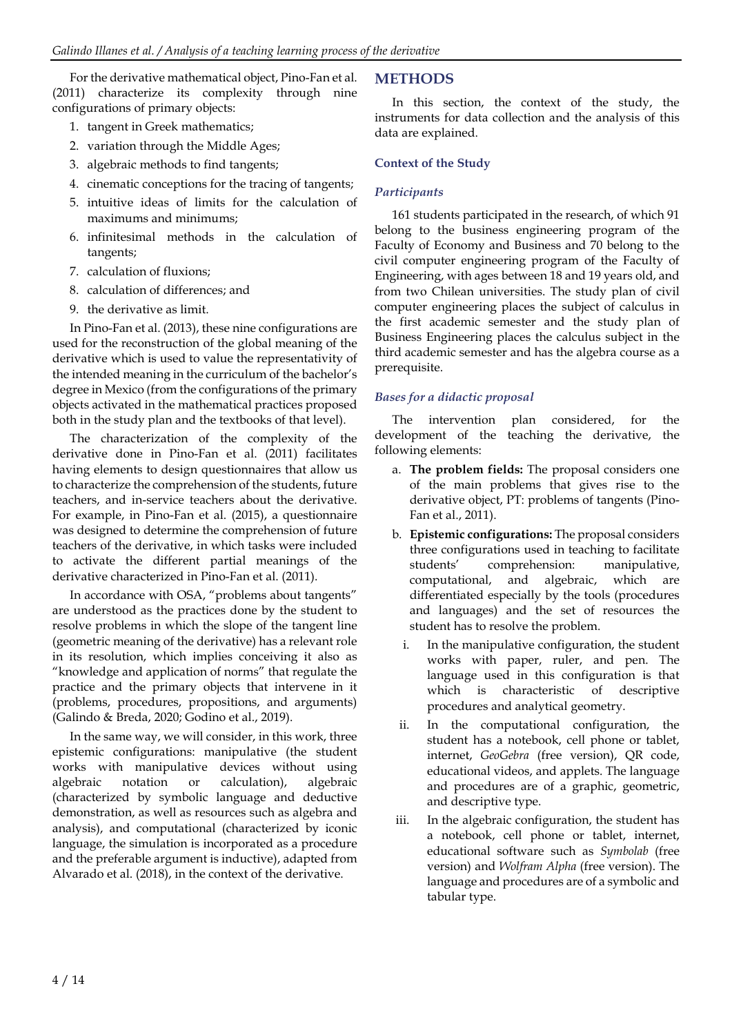For the derivative mathematical object, Pino-Fan et al. (2011) characterize its complexity through nine configurations of primary objects:

1. tangent in Greek mathematics;
2. variation through the Middle Ages;
3. algebraic methods to find tangents;
4. cinematic conceptions for the tracing of tangents;
5. intuitive ideas of limits for the calculation of maximums and minimums;
6. infinitesimal methods in the calculation of tangents;
7. calculation of fluxions;
8. calculation of differences; and
9. the derivative as limit.

In Pino-Fan et al. (2013), these nine configurations are used for the reconstruction of the global meaning of the derivative which is used to value the representativity of the intended meaning in the curriculum of the bachelor's degree in Mexico (from the configurations of the primary objects activated in the mathematical practices proposed both in the study plan and the textbooks of that level).

The characterization of the complexity of the derivative done in Pino-Fan et al. (2011) facilitates having elements to design questionnaires that allow us to characterize the comprehension of the students, future teachers, and in-service teachers about the derivative. For example, in Pino-Fan et al. (2015), a questionnaire was designed to determine the comprehension of future teachers of the derivative, in which tasks were included to activate the different partial meanings of the derivative characterized in Pino-Fan et al. (2011).

In accordance with OSA, "problems about tangents" are understood as the practices done by the student to resolve problems in which the slope of the tangent line (geometric meaning of the derivative) has a relevant role in its resolution, which implies conceiving it also as "knowledge and application of norms" that regulate the practice and the primary objects that intervene in it (problems, procedures, propositions, and arguments) (Galindo & Breda, 2020; Godino et al., 2019).

In the same way, we will consider, in this work, three epistemic configurations: manipulative (the student works with manipulative devices without using algebraic notation or calculation), algebraic (characterized by symbolic language and deductive demonstration, as well as resources such as algebra and analysis), and computational (characterized by iconic language, the simulation is incorporated as a procedure and the preferable argument is inductive), adapted from Alvarado et al. (2018), in the context of the derivative.

## METHODS

In this section, the context of the study, the instruments for data collection and the analysis of this data are explained.

### Context of the Study

#### *Participants*

161 students participated in the research, of which 91 belong to the business engineering program of the Faculty of Economy and Business and 70 belong to the civil computer engineering program of the Faculty of Engineering, with ages between 18 and 19 years old, and from two Chilean universities. The study plan of civil computer engineering places the subject of calculus in the first academic semester and the study plan of Business Engineering places the calculus subject in the third academic semester and has the algebra course as a prerequisite.

#### *Bases for a didactic proposal*

The intervention plan considered, for the development of the teaching the derivative, the following elements:

a. **The problem fields:** The proposal considers one of the main problems that gives rise to the derivative object, PT: problems of tangents (Pino-Fan et al., 2011).
b. **Epistemic configurations:** The proposal considers three configurations used in teaching to facilitate students' comprehension: manipulative, computational, and algebraic, which are differentiated especially by the tools (procedures and languages) and the set of resources the student has to resolve the problem.
   i. In the manipulative configuration, the student works with paper, ruler, and pen. The language used in this configuration is that which is characteristic of descriptive procedures and analytical geometry.
   ii. In the computational configuration, the student has a notebook, cell phone or tablet, internet, *GeoGebra* (free version), QR code, educational videos, and applets. The language and procedures are of a graphic, geometric, and descriptive type.
   iii. In the algebraic configuration, the student has a notebook, cell phone or tablet, internet, educational software such as *Symbolab* (free version) and *Wolfram Alpha* (free version). The language and procedures are of a symbolic and tabular type.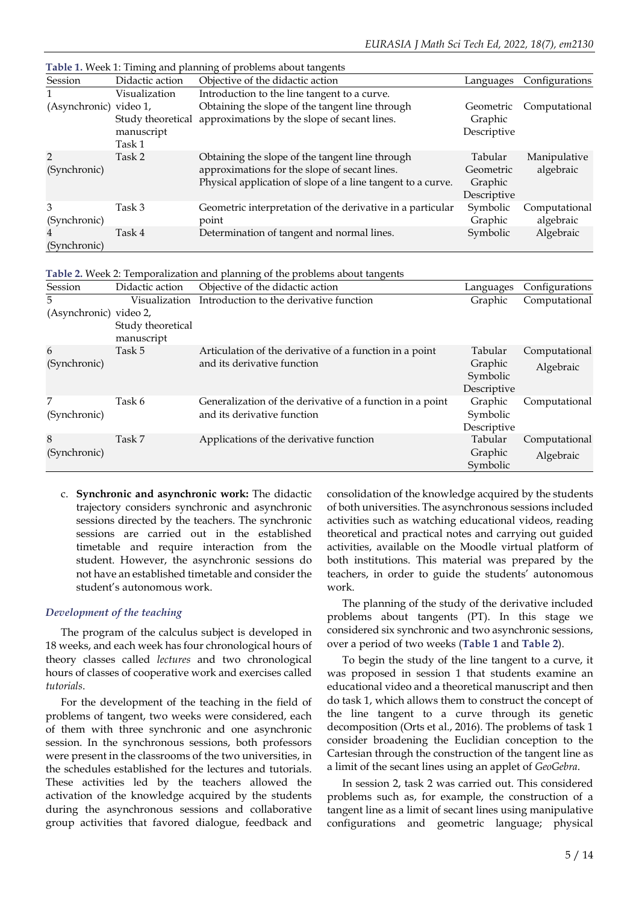**Table 1.** Week 1: Timing and planning of problems about tangents

| Session | Didactic action | Objective of the didactic action | Languages | Configurations |
|---|---|---|---|---|
| 1 (Asynchronic) | Visualization video 1, Study theoretical manuscript Task 1 | Introduction to the line tangent to a curve. Obtaining the slope of the tangent line through approximations by the slope of secant lines. | Geometric Graphic Descriptive | Computational |
| 2 (Synchronic) | Task 2 | Obtaining the slope of the tangent line through approximations for the slope of secant lines. Physical application of slope of a line tangent to a curve. | Tabular Geometric Graphic Descriptive | Manipulative algebraic |
| 3 (Synchronic) | Task 3 | Geometric interpretation of the derivative in a particular point | Symbolic Graphic | Computational algebraic |
| 4 (Synchronic) | Task 4 | Determination of tangent and normal lines. | Symbolic | Algebraic |

**Table 2.** Week 2: Temporalization and planning of the problems about tangents

| Session | Didactic action | Objective of the didactic action | Languages | Configurations |
|---|---|---|---|---|
| 5 (Asynchronic) | Visualization video 2, Study theoretical manuscript | Introduction to the derivative function | Graphic | Computational |
| 6 (Synchronic) | Task 5 | Articulation of the derivative of a function in a point and its derivative function | Tabular Graphic Symbolic Descriptive | Computational Algebraic |
| 7 (Synchronic) | Task 6 | Generalization of the derivative of a function in a point and its derivative function | Graphic Symbolic Descriptive | Computational |
| 8 (Synchronic) | Task 7 | Applications of the derivative function | Tabular Graphic Symbolic | Computational Algebraic |

c. **Synchronic and asynchronic work:** The didactic trajectory considers synchronic and asynchronic sessions directed by the teachers. The synchronic sessions are carried out in the established timetable and require interaction from the student. However, the asynchronic sessions do not have an established timetable and consider the student's autonomous work.

### *Development of the teaching*

The program of the calculus subject is developed in 18 weeks, and each week has four chronological hours of theory classes called *lectures* and two chronological hours of classes of cooperative work and exercises called *tutorials*.

For the development of the teaching in the field of problems of tangent, two weeks were considered, each of them with three synchronic and one asynchronic session. In the synchronic sessions, both professors were present in the classrooms of the two universities, in the schedules established for the lectures and tutorials. These activities led by the teachers allowed the activation of the knowledge acquired by the students during the asynchronous sessions and collaborative group activities that favored dialogue, feedback and consolidation of the knowledge acquired by the students of both universities. The asynchronous sessions included activities such as watching educational videos, reading theoretical and practical notes and carrying out guided activities, available on the Moodle virtual platform of both institutions. This material was prepared by the teachers, in order to guide the students' autonomous work.

The planning of the study of the derivative included problems about tangents (PT). In this stage we considered six synchronic and two asynchronic sessions, over a period of two weeks (**Table 1** and **Table 2**).

To begin the study of the line tangent to a curve, it was proposed in session 1 that students examine an educational video and a theoretical manuscript and then do task 1, which allows them to construct the concept of the line tangent to a curve through its genetic decomposition (Orts et al., 2016). The problems of task 1 consider broadening the Euclidian conception to the Cartesian through the construction of the tangent line as a limit of the secant lines using an applet of *GeoGebra*.

In session 2, task 2 was carried out. This considered problems such as, for example, the construction of a tangent line as a limit of secant lines using manipulative configurations and geometric language; physical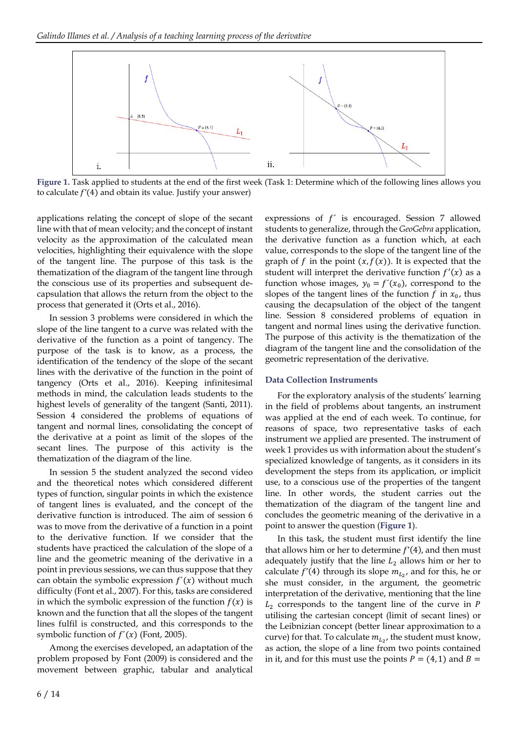Figure 1. Task applied to students at the end of the first week (Task 1: Determine which of the following lines allows you to calculate $f'(4)$ and obtain its value. Justify your answer)

applications relating the concept of slope of the secant line with that of mean velocity; and the concept of instant velocity as the approximation of the calculated mean velocities, highlighting their equivalence with the slope of the tangent line. The purpose of this task is the thematization of the diagram of the tangent line through the conscious use of its properties and subsequent de-capsulation that allows the return from the object to the process that generated it (Orts et al., 2016).

In session 3 problems were considered in which the slope of the line tangent to a curve was related with the derivative of the function as a point of tangency. The purpose of the task is to know, as a process, the identification of the tendency of the slope of the secant lines with the derivative of the function in the point of tangency (Orts et al., 2016). Keeping infinitesimal methods in mind, the calculation leads students to the highest levels of generality of the tangent (Santi, 2011). Session 4 considered the problems of equations of tangent and normal lines, consolidating the concept of the derivative at a point as limit of the slopes of the secant lines. The purpose of this activity is the thematization of the diagram of the line.

In session 5 the student analyzed the second video and the theoretical notes which considered different types of function, singular points in which the existence of tangent lines is evaluated, and the concept of the derivative function is introduced. The aim of session 6 was to move from the derivative of a function in a point to the derivative function. If we consider that the students have practiced the calculation of the slope of a line and the geometric meaning of the derivative in a point in previous sessions, we can thus suppose that they can obtain the symbolic expression $f'(x)$ without much difficulty (Font et al., 2007). For this, tasks are considered in which the symbolic expression of the function $f(x)$ is known and the function that all the slopes of the tangent lines fulfil is constructed, and this corresponds to the symbolic function of $f'(x)$ (Font, 2005).

Among the exercises developed, an adaptation of the problem proposed by Font (2009) is considered and the movement between graphic, tabular and analytical expressions of $f'$ is encouraged. Session 7 allowed students to generalize, through the *GeoGebra* application, the derivative function as a function which, at each value, corresponds to the slope of the tangent line of the graph of $f$ in the point $(x, f(x))$. It is expected that the student will interpret the derivative function $f'(x)$ as a function whose images, $y_0 = f'(x_0)$, correspond to the slopes of the tangent lines of the function $f$ in $x_0$, thus causing the decapsulation of the object of the tangent line. Session 8 considered problems of equation in tangent and normal lines using the derivative function. The purpose of this activity is the thematization of the diagram of the tangent line and the consolidation of the geometric representation of the derivative.

### Data Collection Instruments

For the exploratory analysis of the students' learning in the field of problems about tangents, an instrument was applied at the end of each week. To continue, for reasons of space, two representative tasks of each instrument we applied are presented. The instrument of week 1 provides us with information about the student's specialized knowledge of tangents, as it considers in its development the steps from its application, or implicit use, to a conscious use of the properties of the tangent line. In other words, the student carries out the thematization of the diagram of the tangent line and concludes the geometric meaning of the derivative in a point to answer the question (**Figure 1**).

In this task, the student must first identify the line that allows him or her to determine $f'(4)$, and then must adequately justify that the line $L_2$ allows him or her to calculate $f'(4)$ through its slope $m_{L_2}$, and for this, he or she must consider, in the argument, the geometric interpretation of the derivative, mentioning that the line $L_2$ corresponds to the tangent line of the curve in $P$ utilising the cartesian concept (limit of secant lines) or the Leibnizian concept (better linear approximation to a curve) for that. To calculate $m_{L_2}$, the student must know, as action, the slope of a line from two points contained in it, and for this must use the points $P = (4,1)$ and $B =$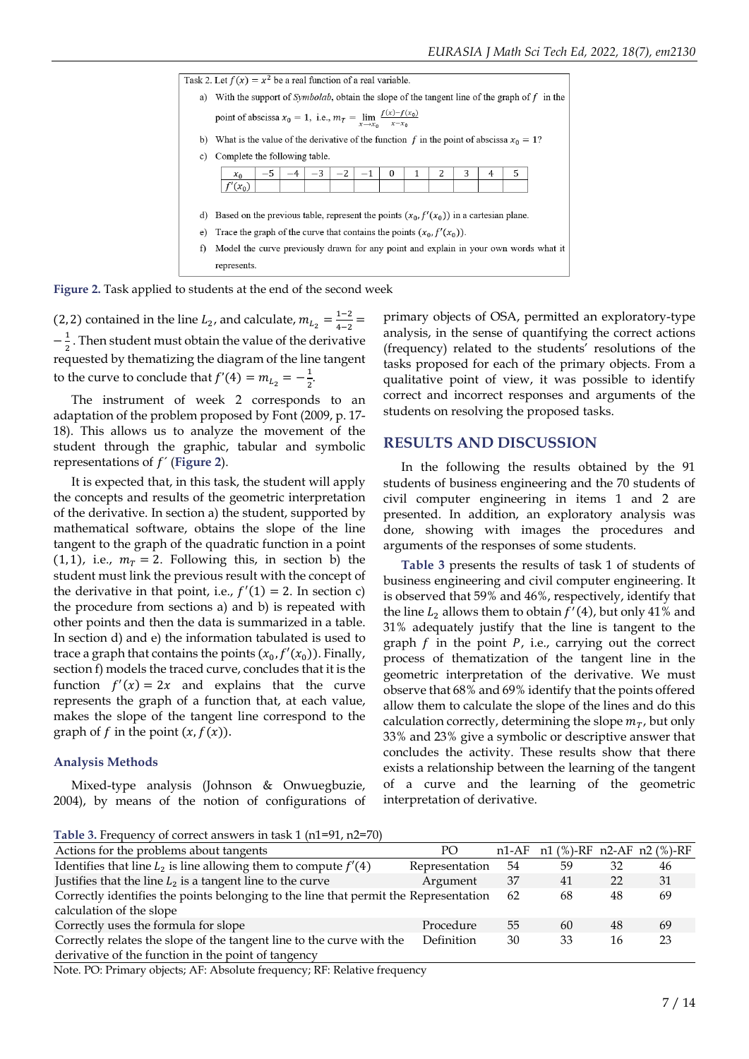Task 2. Let $f(x) = x^2$ be a real function of a real variable.

a) With the support of *Symbolab*, obtain the slope of the tangent line of the graph of $f$ in the point of abscissa $x_0 = 1$, i.e., $m_T = \lim_{x \to x_0} \frac{f(x)-f(x_0)}{x-x_0}$

b) What is the value of the derivative of the function $f$ in the point of abscissa $x_0 = 1$?

c) Complete the following table.

| $x_0$ | $-5$ | $-4$ | $-3$ | $-2$ | $-1$ | $0$ | $1$ | $2$ | $3$ | $4$ | $5$ |
|---|---|---|---|---|---|---|---|---|---|---|---|
| $f'(x_0)$ | | | | | | | | | | | |

d) Based on the previous table, represent the points $(x_0, f'(x_0))$ in a cartesian plane.

e) Trace the graph of the curve that contains the points $(x_0, f'(x_0))$.

f) Model the curve previously drawn for any point and explain in your own words what it represents.

**Figure 2.** Task applied to students at the end of the second week

$(2,2)$ contained in the line $L_2$, and calculate, $m_{L_2} = \frac{1-2}{4-2} = -\frac{1}{2}$. Then student must obtain the value of the derivative requested by thematizing the diagram of the line tangent to the curve to conclude that $f'(4) = m_{L_2} = -\frac{1}{2}$.

The instrument of week 2 corresponds to an adaptation of the problem proposed by Font (2009, p. 17-18). This allows us to analyze the movement of the student through the graphic, tabular and symbolic representations of $f'$ (**Figure 2**).

It is expected that, in this task, the student will apply the concepts and results of the geometric interpretation of the derivative. In section a) the student, supported by mathematical software, obtains the slope of the line tangent to the graph of the quadratic function in a point $(1,1)$, i.e., $m_T = 2$. Following this, in section b) the student must link the previous result with the concept of the derivative in that point, i.e., $f'(1) = 2$. In section c) the procedure from sections a) and b) is repeated with other points and then the data is summarized in a table. In section d) and e) the information tabulated is used to trace a graph that contains the points $(x_0, f'(x_0))$. Finally, section f) models the traced curve, concludes that it is the function $f'(x) = 2x$ and explains that the curve represents the graph of a function that, at each value, makes the slope of the tangent line correspond to the graph of $f$ in the point $(x, f(x))$.

### Analysis Methods

Mixed-type analysis (Johnson & Onwuegbuzie, 2004), by means of the notion of configurations of primary objects of OSA, permitted an exploratory-type analysis, in the sense of quantifying the correct actions (frequency) related to the students' resolutions of the tasks proposed for each of the primary objects. From a qualitative point of view, it was possible to identify correct and incorrect responses and arguments of the students on resolving the proposed tasks.

## RESULTS AND DISCUSSION

In the following the results obtained by the 91 students of business engineering and the 70 students of civil computer engineering in items 1 and 2 are presented. In addition, an exploratory analysis was done, showing with images the procedures and arguments of the responses of some students.

**Table 3** presents the results of task 1 of students of business engineering and civil computer engineering. It is observed that 59% and 46%, respectively, identify that the line $L_2$ allows them to obtain $f'(4)$, but only 41% and 31% adequately justify that the line is tangent to the graph $f$ in the point $P$, i.e., carrying out the correct process of thematization of the tangent line in the geometric interpretation of the derivative. We must observe that 68% and 69% identify that the points offered allow them to calculate the slope of the lines and do this calculation correctly, determining the slope $m_T$, but only 33% and 23% give a symbolic or descriptive answer that concludes the activity. These results show that there exists a relationship between the learning of the tangent of a curve and the learning of the geometric interpretation of derivative.

**Table 3.** Frequency of correct answers in task 1 (n1=91, n2=70)

| Actions for the problems about tangents | PO | n1-AF | n1 (%)-RF | n2-AF | n2 (%)-RF |
|---|---|---|---|---|---|
| Identifies that line $L_2$ is line allowing them to compute $f'(4)$ | Representation | 54 | 59 | 32 | 46 |
| Justifies that the line $L_2$ is a tangent line to the curve | Argument | 37 | 41 | 22 | 31 |
| Correctly identifies the points belonging to the line that permit the calculation of the slope | Representation | 62 | 68 | 48 | 69 |
| Correctly uses the formula for slope | Procedure | 55 | 60 | 48 | 69 |
| Correctly relates the slope of the tangent line to the curve with the derivative of the function in the point of tangency | Definition | 30 | 33 | 16 | 23 |

Note. PO: Primary objects; AF: Absolute frequency; RF: Relative frequency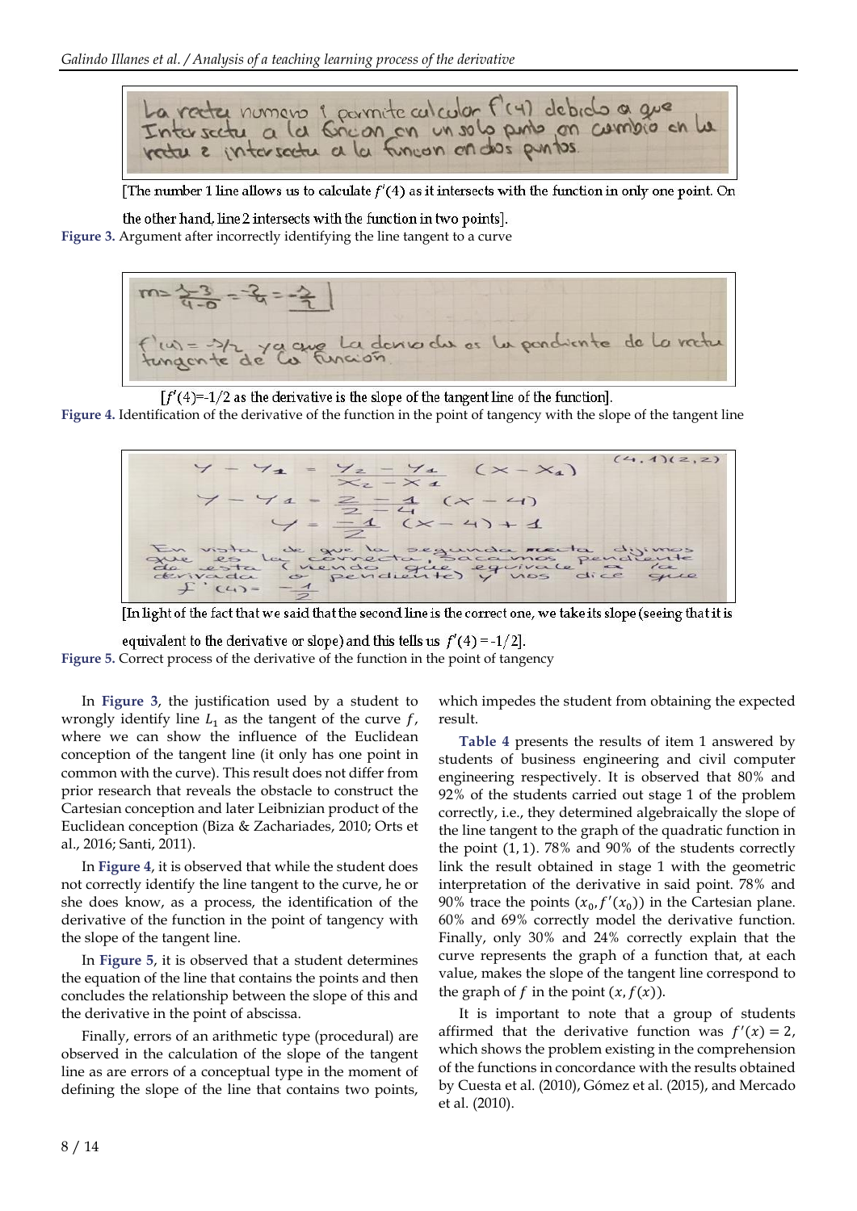[The number 1 line allows us to calculate $f'(4)$ as it intersects with the function in only one point. On the other hand, line 2 intersects with the function in two points].

**Figure 3.** Argument after incorrectly identifying the line tangent to a curve

[$f'(4)$=-1/2 as the derivative is the slope of the tangent line of the function].

**Figure 4.** Identification of the derivative of the function in the point of tangency with the slope of the tangent line

[In light of the fact that we said that the second line is the correct one, we take its slope (seeing that it is equivalent to the derivative or slope) and this tells us $f'(4) = -1/2$].

**Figure 5.** Correct process of the derivative of the function in the point of tangency

In **Figure 3**, the justification used by a student to wrongly identify line $L_1$ as the tangent of the curve $f$, where we can show the influence of the Euclidean conception of the tangent line (it only has one point in common with the curve). This result does not differ from prior research that reveals the obstacle to construct the Cartesian conception and later Leibnizian product of the Euclidean conception (Biza & Zachariades, 2010; Orts et al., 2016; Santi, 2011).

In **Figure 4**, it is observed that while the student does not correctly identify the line tangent to the curve, he or she does know, as a process, the identification of the derivative of the function in the point of tangency with the slope of the tangent line.

In **Figure 5**, it is observed that a student determines the equation of the line that contains the points and then concludes the relationship between the slope of this and the derivative in the point of abscissa.

Finally, errors of an arithmetic type (procedural) are observed in the calculation of the slope of the tangent line as are errors of a conceptual type in the moment of defining the slope of the line that contains two points, which impedes the student from obtaining the expected result.

**Table 4** presents the results of item 1 answered by students of business engineering and civil computer engineering respectively. It is observed that 80% and 92% of the students carried out stage 1 of the problem correctly, i.e., they determined algebraically the slope of the line tangent to the graph of the quadratic function in the point $(1, 1)$. 78% and 90% of the students correctly link the result obtained in stage 1 with the geometric interpretation of the derivative in said point. 78% and 90% trace the points $(x_0, f'(x_0))$ in the Cartesian plane. 60% and 69% correctly model the derivative function. Finally, only 30% and 24% correctly explain that the curve represents the graph of a function that, at each value, makes the slope of the tangent line correspond to the graph of $f$ in the point $(x, f(x))$.

It is important to note that a group of students affirmed that the derivative function was $f'(x) = 2$, which shows the problem existing in the comprehension of the functions in concordance with the results obtained by Cuesta et al. (2010), Gómez et al. (2015), and Mercado et al. (2010).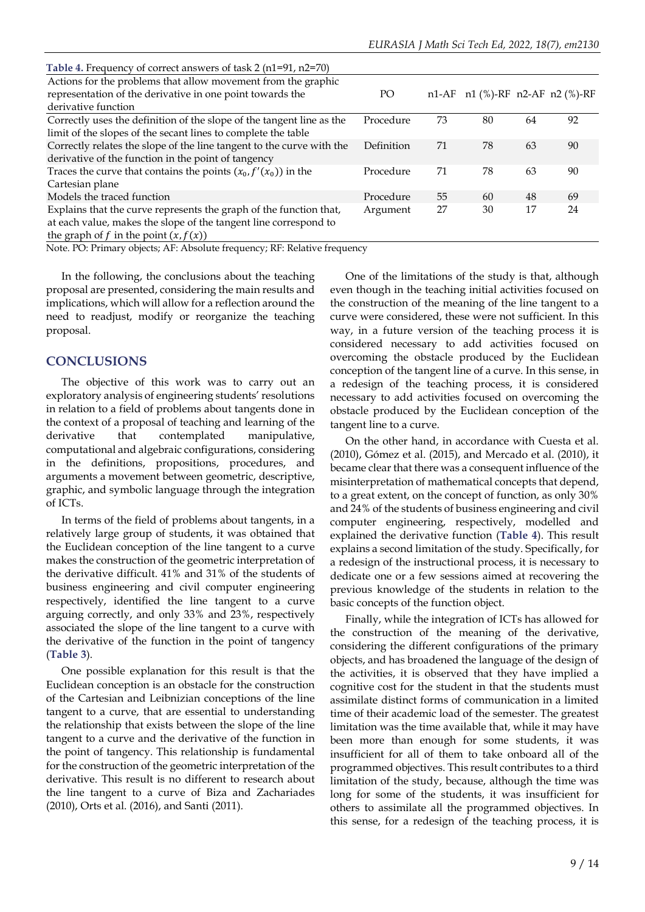**Table 4.** Frequency of correct answers of task 2 (n1=91, n2=70)

| Actions for the problems that allow movement from the graphic representation of the derivative in one point towards the derivative function | PO | n1-AF | n1 (%)-RF | n2-AF | n2 (%)-RF |
|---|---|---|---|---|---|
| Correctly uses the definition of the slope of the tangent line as the limit of the slopes of the secant lines to complete the table | Procedure | 73 | 80 | 64 | 92 |
| Correctly relates the slope of the line tangent to the curve with the derivative of the function in the point of tangency | Definition | 71 | 78 | 63 | 90 |
| Traces the curve that contains the points $(x_0, f'(x_0))$ in the Cartesian plane | Procedure | 71 | 78 | 63 | 90 |
| Models the traced function | Procedure | 55 | 60 | 48 | 69 |
| Explains that the curve represents the graph of the function that, at each value, makes the slope of the tangent line correspond to the graph of $f$ in the point $(x, f(x))$ | Argument | 27 | 30 | 17 | 24 |

Note. PO: Primary objects; AF: Absolute frequency; RF: Relative frequency

In the following, the conclusions about the teaching proposal are presented, considering the main results and implications, which will allow for a reflection around the need to readjust, modify or reorganize the teaching proposal.

## CONCLUSIONS

The objective of this work was to carry out an exploratory analysis of engineering students' resolutions in relation to a field of problems about tangents done in the context of a proposal of teaching and learning of the derivative that contemplated manipulative, computational and algebraic configurations, considering in the definitions, propositions, procedures, and arguments a movement between geometric, descriptive, graphic, and symbolic language through the integration of ICTs.

In terms of the field of problems about tangents, in a relatively large group of students, it was obtained that the Euclidean conception of the line tangent to a curve makes the construction of the geometric interpretation of the derivative difficult. 41% and 31% of the students of business engineering and civil computer engineering respectively, identified the line tangent to a curve arguing correctly, and only 33% and 23%, respectively associated the slope of the line tangent to a curve with the derivative of the function in the point of tangency (**Table 3**).

One possible explanation for this result is that the Euclidean conception is an obstacle for the construction of the Cartesian and Leibnizian conceptions of the line tangent to a curve, that are essential to understanding the relationship that exists between the slope of the line tangent to a curve and the derivative of the function in the point of tangency. This relationship is fundamental for the construction of the geometric interpretation of the derivative. This result is no different to research about the line tangent to a curve of Biza and Zachariades (2010), Orts et al. (2016), and Santi (2011).

One of the limitations of the study is that, although even though in the teaching initial activities focused on the construction of the meaning of the line tangent to a curve were considered, these were not sufficient. In this way, in a future version of the teaching process it is considered necessary to add activities focused on overcoming the obstacle produced by the Euclidean conception of the tangent line of a curve. In this sense, in a redesign of the teaching process, it is considered necessary to add activities focused on overcoming the obstacle produced by the Euclidean conception of the tangent line to a curve.

On the other hand, in accordance with Cuesta et al. (2010), Gómez et al. (2015), and Mercado et al. (2010), it became clear that there was a consequent influence of the misinterpretation of mathematical concepts that depend, to a great extent, on the concept of function, as only 30% and 24% of the students of business engineering and civil computer engineering, respectively, modelled and explained the derivative function (**Table 4**). This result explains a second limitation of the study. Specifically, for a redesign of the instructional process, it is necessary to dedicate one or a few sessions aimed at recovering the previous knowledge of the students in relation to the basic concepts of the function object.

Finally, while the integration of ICTs has allowed for the construction of the meaning of the derivative, considering the different configurations of the primary objects, and has broadened the language of the design of the activities, it is observed that they have implied a cognitive cost for the student in that the students must assimilate distinct forms of communication in a limited time of their academic load of the semester. The greatest limitation was the time available that, while it may have been more than enough for some students, it was insufficient for all of them to take onboard all of the programmed objectives. This result contributes to a third limitation of the study, because, although the time was long for some of the students, it was insufficient for others to assimilate all the programmed objectives. In this sense, for a redesign of the teaching process, it is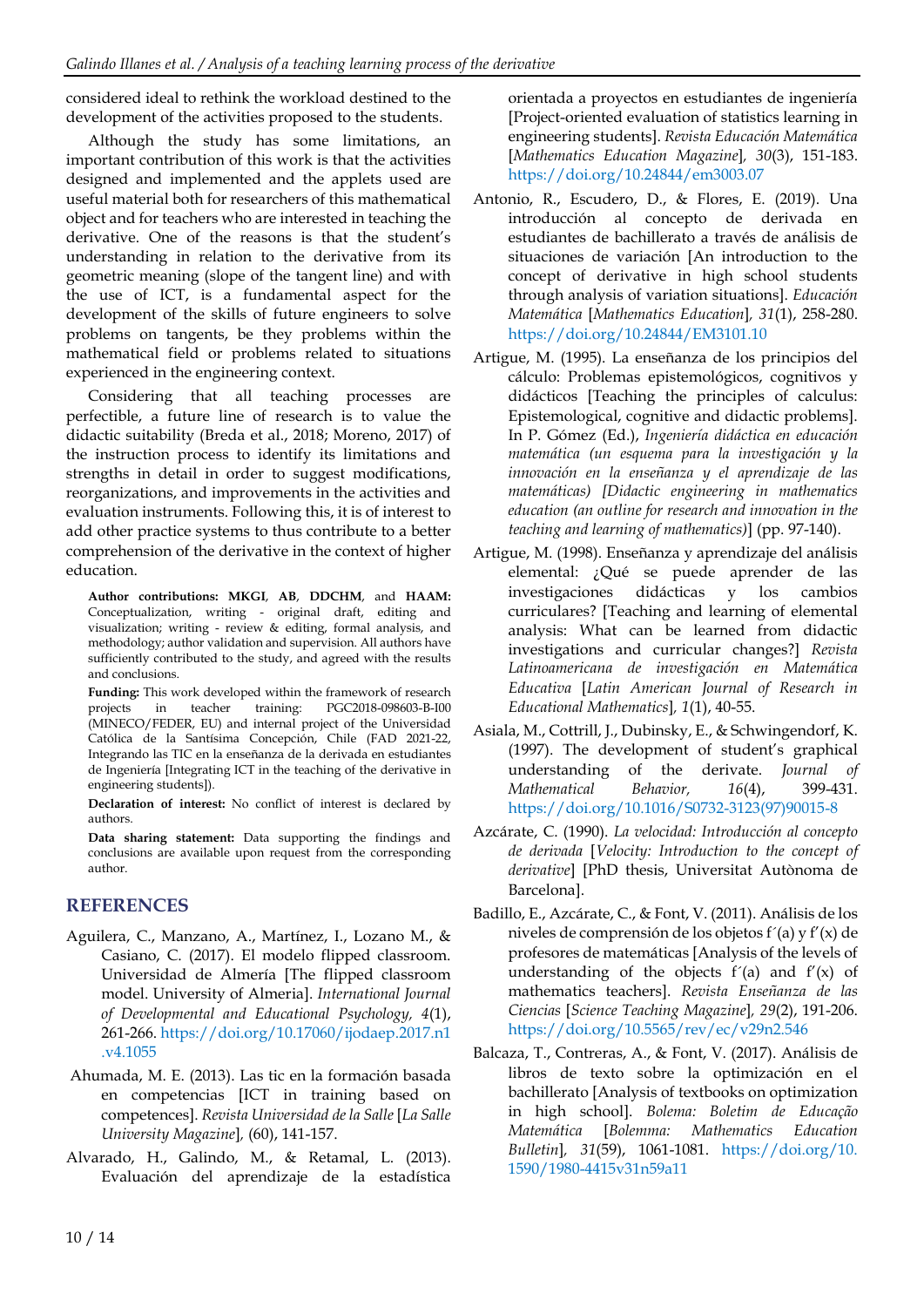considered ideal to rethink the workload destined to the development of the activities proposed to the students.

Although the study has some limitations, an important contribution of this work is that the activities designed and implemented and the applets used are useful material both for researchers of this mathematical object and for teachers who are interested in teaching the derivative. One of the reasons is that the student's understanding in relation to the derivative from its geometric meaning (slope of the tangent line) and with the use of ICT, is a fundamental aspect for the development of the skills of future engineers to solve problems on tangents, be they problems within the mathematical field or problems related to situations experienced in the engineering context.

Considering that all teaching processes are perfectible, a future line of research is to value the didactic suitability (Breda et al., 2018; Moreno, 2017) of the instruction process to identify its limitations and strengths in detail in order to suggest modifications, reorganizations, and improvements in the activities and evaluation instruments. Following this, it is of interest to add other practice systems to thus contribute to a better comprehension of the derivative in the context of higher education.

**Author contributions: MKGI**, **AB**, **DDCHM**, and **HAAM:** Conceptualization, writing - original draft, editing and visualization; writing - review & editing, formal analysis, and methodology; author validation and supervision. All authors have sufficiently contributed to the study, and agreed with the results and conclusions.

**Funding:** This work developed within the framework of research projects in teacher training: PGC2018-098603-B-I00 (MINECO/FEDER, EU) and internal project of the Universidad Católica de la Santísima Concepción, Chile (FAD 2021-22, Integrando las TIC en la enseñanza de la derivada en estudiantes de Ingeniería [Integrating ICT in the teaching of the derivative in engineering students]).

**Declaration of interest:** No conflict of interest is declared by authors.

**Data sharing statement:** Data supporting the findings and conclusions are available upon request from the corresponding author.

## REFERENCES

Aguilera, C., Manzano, A., Martínez, I., Lozano M., & Casiano, C. (2017). El modelo flipped classroom. Universidad de Almería [The flipped classroom model. University of Almeria]. *International Journal of Developmental and Educational Psychology, 4*(1), 261-266. https://doi.org/10.17060/ijodaep.2017.n1.v4.1055

Ahumada, M. E. (2013). Las tic en la formación basada en competencias [ICT in training based on competences]. *Revista Universidad de la Salle* [*La Salle University Magazine*]*,* (60), 141-157.

Alvarado, H., Galindo, M., & Retamal, L. (2013). Evaluación del aprendizaje de la estadística orientada a proyectos en estudiantes de ingeniería [Project-oriented evaluation of statistics learning in engineering students]. *Revista Educación Matemática* [*Mathematics Education Magazine*]*, 30*(3), 151-183. https://doi.org/10.24844/em3003.07

Antonio, R., Escudero, D., & Flores, E. (2019). Una introducción al concepto de derivada en estudiantes de bachillerato a través de análisis de situaciones de variación [An introduction to the concept of derivative in high school students through analysis of variation situations]. *Educación Matemática* [*Mathematics Education*]*, 31*(1), 258-280. https://doi.org/10.24844/EM3101.10

Artigue, M. (1995). La enseñanza de los principios del cálculo: Problemas epistemológicos, cognitivos y didácticos [Teaching the principles of calculus: Epistemological, cognitive and didactic problems]. In P. Gómez (Ed.), *Ingeniería didáctica en educación matemática (un esquema para la investigación y la innovación en la enseñanza y el aprendizaje de las matemáticas) [Didactic engineering in mathematics education (an outline for research and innovation in the teaching and learning of mathematics)]* (pp. 97-140).

Artigue, M. (1998). Enseñanza y aprendizaje del análisis elemental: ¿Qué se puede aprender de las investigaciones didácticas y los cambios curriculares? [Teaching and learning of elemental analysis: What can be learned from didactic investigations and curricular changes?] *Revista Latinoamericana de investigación en Matemática Educativa* [*Latin American Journal of Research in Educational Mathematics*]*, 1*(1), 40-55.

Asiala, M., Cottrill, J., Dubinsky, E., & Schwingendorf, K. (1997). The development of student's graphical understanding of the derivate. *Journal of Mathematical Behavior, 16*(4), 399-431. https://doi.org/10.1016/S0732-3123(97)90015-8

Azcárate, C. (1990). *La velocidad: Introducción al concepto de derivada* [*Velocity: Introduction to the concept of derivative*] [PhD thesis, Universitat Autònoma de Barcelona].

Badillo, E., Azcárate, C., & Font, V. (2011). Análisis de los niveles de comprensión de los objetos f´(a) y f'(x) de profesores de matemáticas [Analysis of the levels of understanding of the objects f´(a) and f'(x) of mathematics teachers]. *Revista Enseñanza de las Ciencias* [*Science Teaching Magazine*]*, 29*(2), 191-206. https://doi.org/10.5565/rev/ec/v29n2.546

Balcaza, T., Contreras, A., & Font, V. (2017). Análisis de libros de texto sobre la optimización en el bachillerato [Analysis of textbooks on optimization in high school]. *Bolema: Boletim de Educação Matemática* [*Bolemma: Mathematics Education Bulletin*]*, 31*(59), 1061-1081. https://doi.org/10.1590/1980-4415v31n59a11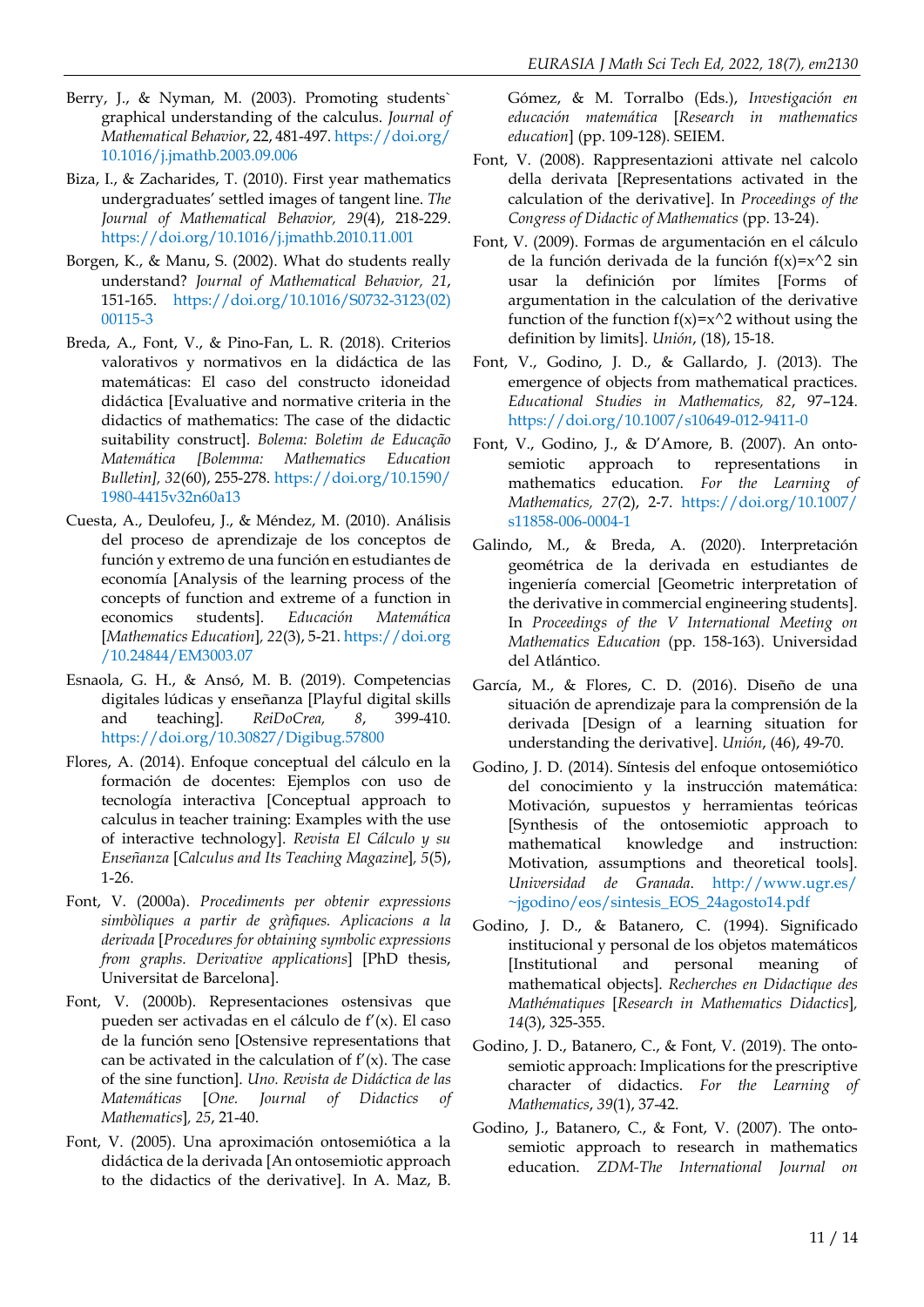Berry, J., & Nyman, M. (2003). Promoting students` graphical understanding of the calculus. *Journal of Mathematical Behavior*, 22, 481-497. https://doi.org/10.1016/j.jmathb.2003.09.006

Biza, I., & Zacharides, T. (2010). First year mathematics undergraduates' settled images of tangent line. *The Journal of Mathematical Behavior, 29*(4), 218-229. https://doi.org/10.1016/j.jmathb.2010.11.001

Borgen, K., & Manu, S. (2002). What do students really understand? *Journal of Mathematical Behavior, 21*, 151-165. https://doi.org/10.1016/S0732-3123(02)00115-3

Breda, A., Font, V., & Pino-Fan, L. R. (2018). Criterios valorativos y normativos en la didáctica de las matemáticas: El caso del constructo idoneidad didáctica [Evaluative and normative criteria in the didactics of mathematics: The case of the didactic suitability construct]. *Bolema: Boletim de Educação Matemática [Bolemma: Mathematics Education Bulletin], 32*(60), 255-278. https://doi.org/10.1590/1980-4415v32n60a13

Cuesta, A., Deulofeu, J., & Méndez, M. (2010). Análisis del proceso de aprendizaje de los conceptos de función y extremo de una función en estudiantes de economía [Analysis of the learning process of the concepts of function and extreme of a function in economics students]. *Educación Matemática* [*Mathematics Education*]*, 22*(3), 5-21. https://doi.org/10.24844/EM3003.07

Esnaola, G. H., & Ansó, M. B. (2019). Competencias digitales lúdicas y enseñanza [Playful digital skills and teaching]. *ReiDoCrea, 8*, 399-410. https://doi.org/10.30827/Digibug.57800

Flores, A. (2014). Enfoque conceptual del cálculo en la formación de docentes: Ejemplos con uso de tecnología interactiva [Conceptual approach to calculus in teacher training: Examples with the use of interactive technology]. *Revista El Cálculo y su Enseñanza* [*Calculus and Its Teaching Magazine*]*, 5*(5), 1-26.

Font, V. (2000a). *Procediments per obtenir expressions simbòliques a partir de gràfiques. Aplicacions a la derivada* [*Procedures for obtaining symbolic expressions from graphs. Derivative applications*] [PhD thesis, Universitat de Barcelona].

Font, V. (2000b). Representaciones ostensivas que pueden ser activadas en el cálculo de f'(x). El caso de la función seno [Ostensive representations that can be activated in the calculation of f'(x). The case of the sine function]. *Uno. Revista de Didáctica de las Matemáticas* [*One. Journal of Didactics of Mathematics*]*, 25*, 21-40.

Font, V. (2005). Una aproximación ontosemiótica a la didáctica de la derivada [An ontosemiotic approach to the didactics of the derivative]. In A. Maz, B. Gómez, & M. Torralbo (Eds.), *Investigación en educación matemática* [*Research in mathematics education*] (pp. 109-128). SEIEM.

Font, V. (2008). Rappresentazioni attivate nel calcolo della derivata [Representations activated in the calculation of the derivative]. In *Proceedings of the Congress of Didactic of Mathematics* (pp. 13-24).

Font, V. (2009). Formas de argumentación en el cálculo de la función derivada de la función f(x)=x^2 sin usar la definición por límites [Forms of argumentation in the calculation of the derivative function of the function f(x)=x^2 without using the definition by limits]. *Unión*, (18), 15-18.

Font, V., Godino, J. D., & Gallardo, J. (2013). The emergence of objects from mathematical practices. *Educational Studies in Mathematics, 82*, 97–124. https://doi.org/10.1007/s10649-012-9411-0

Font, V., Godino, J., & D'Amore, B. (2007). An onto-semiotic approach to representations in mathematics education. *For the Learning of Mathematics, 27*(2), 2-7. https://doi.org/10.1007/s11858-006-0004-1

Galindo, M., & Breda, A. (2020). Interpretación geométrica de la derivada en estudiantes de ingeniería comercial [Geometric interpretation of the derivative in commercial engineering students]. In *Proceedings of the V International Meeting on Mathematics Education* (pp. 158-163). Universidad del Atlántico.

García, M., & Flores, C. D. (2016). Diseño de una situación de aprendizaje para la comprensión de la derivada [Design of a learning situation for understanding the derivative]. *Unión*, (46), 49-70.

Godino, J. D. (2014). Síntesis del enfoque ontosemiótico del conocimiento y la instrucción matemática: Motivación, supuestos y herramientas teóricas [Synthesis of the ontosemiotic approach to mathematical knowledge and instruction: Motivation, assumptions and theoretical tools]. *Universidad de Granada*. http://www.ugr.es/~jgodino/eos/sintesis_EOS_24agosto14.pdf

Godino, J. D., & Batanero, C. (1994). Significado institucional y personal de los objetos matemáticos [Institutional and personal meaning of mathematical objects]. *Recherches en Didactique des Mathématiques* [*Research in Mathematics Didactics*]*, 14*(3), 325-355.

Godino, J. D., Batanero, C., & Font, V. (2019). The onto-semiotic approach: Implications for the prescriptive character of didactics. *For the Learning of Mathematics*, *39*(1), 37-42.

Godino, J., Batanero, C., & Font, V. (2007). The onto-semiotic approach to research in mathematics education. *ZDM-The International Journal on*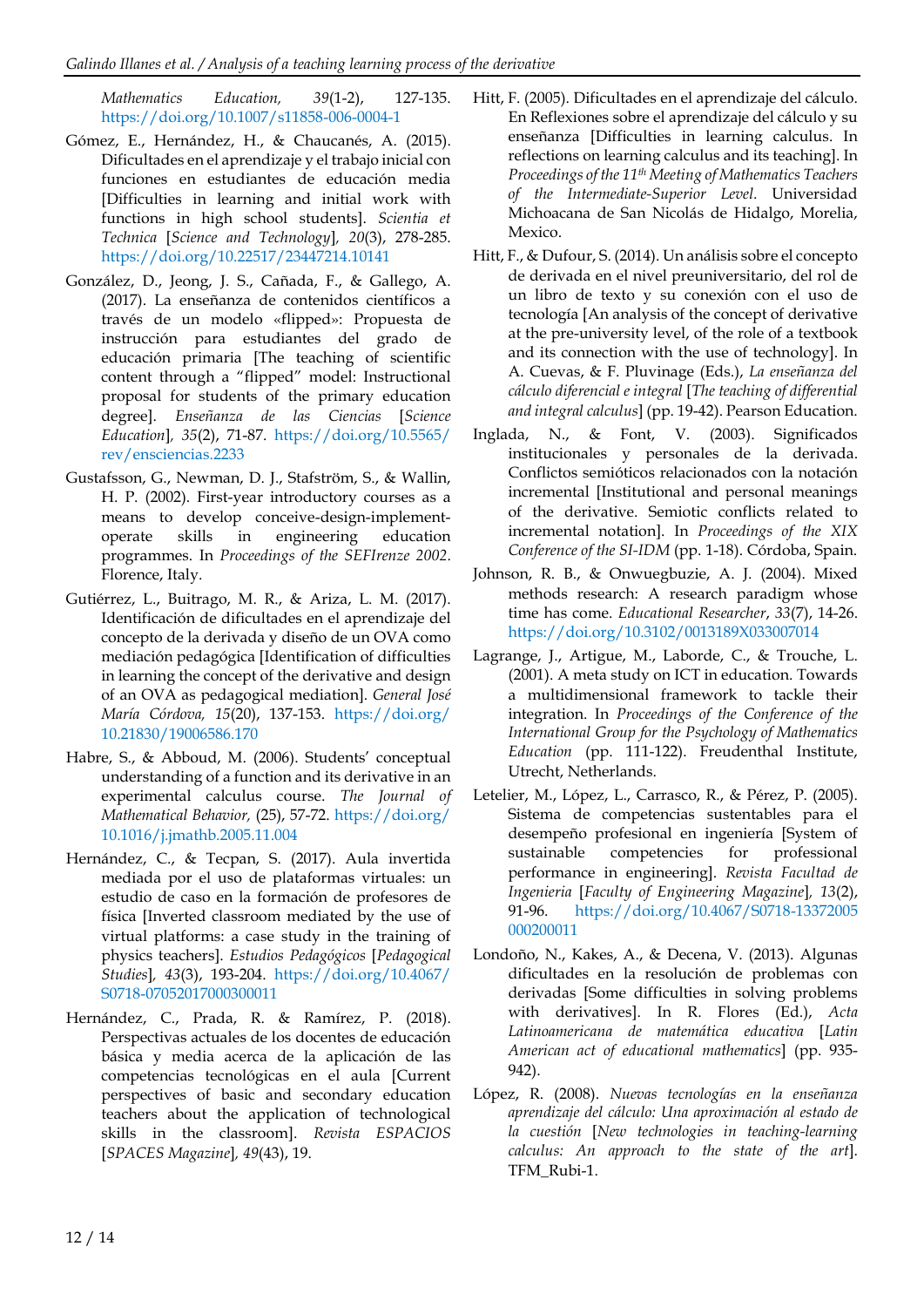Mathematics Education, 39(1-2), 127-135. https://doi.org/10.1007/s11858-006-0004-1

Gómez, E., Hernández, H., & Chaucanés, A. (2015). Dificultades en el aprendizaje y el trabajo inicial con funciones en estudiantes de educación media [Difficulties in learning and initial work with functions in high school students]. *Scientia et Technica* [*Science and Technology*], *20*(3), 278-285. https://doi.org/10.22517/23447214.10141

González, D., Jeong, J. S., Cañada, F., & Gallego, A. (2017). La enseñanza de contenidos científicos a través de un modelo «flipped»: Propuesta de instrucción para estudiantes del grado de educación primaria [The teaching of scientific content through a "flipped" model: Instructional proposal for students of the primary education degree]. *Enseñanza de las Ciencias* [*Science Education*], *35*(2), 71-87. https://doi.org/10.5565/rev/ensciencias.2233

Gustafsson, G., Newman, D. J., Stafström, S., & Wallin, H. P. (2002). First-year introductory courses as a means to develop conceive-design-implement-operate skills in engineering education programmes. In *Proceedings of the SEFIrenze 2002*. Florence, Italy.

Gutiérrez, L., Buitrago, M. R., & Ariza, L. M. (2017). Identificación de dificultades en el aprendizaje del concepto de la derivada y diseño de un OVA como mediación pedagógica [Identification of difficulties in learning the concept of the derivative and design of an OVA as pedagogical mediation]. *General José María Córdova, 15*(20), 137-153. https://doi.org/10.21830/19006586.170

Habre, S., & Abboud, M. (2006). Students' conceptual understanding of a function and its derivative in an experimental calculus course. *The Journal of Mathematical Behavior,* (25), 57-72. https://doi.org/10.1016/j.jmathb.2005.11.004

Hernández, C., & Tecpan, S. (2017). Aula invertida mediada por el uso de plataformas virtuales: un estudio de caso en la formación de profesores de física [Inverted classroom mediated by the use of virtual platforms: a case study in the training of physics teachers]. *Estudios Pedagógicos* [*Pedagogical Studies*], *43*(3), 193-204. https://doi.org/10.4067/S0718-07052017000300011

Hernández, C., Prada, R. & Ramírez, P. (2018). Perspectivas actuales de los docentes de educación básica y media acerca de la aplicación de las competencias tecnológicas en el aula [Current perspectives of basic and secondary education teachers about the application of technological skills in the classroom]. *Revista ESPACIOS* [*SPACES Magazine*], *49*(43), 19.

Hitt, F. (2005). Dificultades en el aprendizaje del cálculo. En Reflexiones sobre el aprendizaje del cálculo y su enseñanza [Difficulties in learning calculus. In reflections on learning calculus and its teaching]. In *Proceedings of the 11th Meeting of Mathematics Teachers of the Intermediate-Superior Level*. Universidad Michoacana de San Nicolás de Hidalgo, Morelia, Mexico.

Hitt, F., & Dufour, S. (2014). Un análisis sobre el concepto de derivada en el nivel preuniversitario, del rol de un libro de texto y su conexión con el uso de tecnología [An analysis of the concept of derivative at the pre-university level, of the role of a textbook and its connection with the use of technology]. In A. Cuevas, & F. Pluvinage (Eds.), *La enseñanza del cálculo diferencial e integral* [*The teaching of differential and integral calculus*] (pp. 19-42). Pearson Education.

Inglada, N., & Font, V. (2003). Significados institucionales y personales de la derivada. Conflictos semióticos relacionados con la notación incremental [Institutional and personal meanings of the derivative. Semiotic conflicts related to incremental notation]. In *Proceedings of the XIX Conference of the SI-IDM* (pp. 1-18). Córdoba, Spain.

Johnson, R. B., & Onwuegbuzie, A. J. (2004). Mixed methods research: A research paradigm whose time has come. *Educational Researcher*, *33*(7), 14-26. https://doi.org/10.3102/0013189X033007014

Lagrange, J., Artigue, M., Laborde, C., & Trouche, L. (2001). A meta study on ICT in education. Towards a multidimensional framework to tackle their integration. In *Proceedings of the Conference of the International Group for the Psychology of Mathematics Education* (pp. 111-122). Freudenthal Institute, Utrecht, Netherlands.

Letelier, M., López, L., Carrasco, R., & Pérez, P. (2005). Sistema de competencias sustentables para el desempeño profesional en ingeniería [System of sustainable competencies for professional performance in engineering]. *Revista Facultad de Ingenieria* [*Faculty of Engineering Magazine*], *13*(2), 91-96. https://doi.org/10.4067/S0718-13372005000200011

Londoño, N., Kakes, A., & Decena, V. (2013). Algunas dificultades en la resolución de problemas con derivadas [Some difficulties in solving problems with derivatives]. In R. Flores (Ed.), *Acta Latinoamericana de matemática educativa* [*Latin American act of educational mathematics*] (pp. 935-942).

López, R. (2008). *Nuevas tecnologías en la enseñanza aprendizaje del cálculo: Una aproximación al estado de la cuestión* [*New technologies in teaching-learning calculus: An approach to the state of the art*]. TFM_Rubi-1.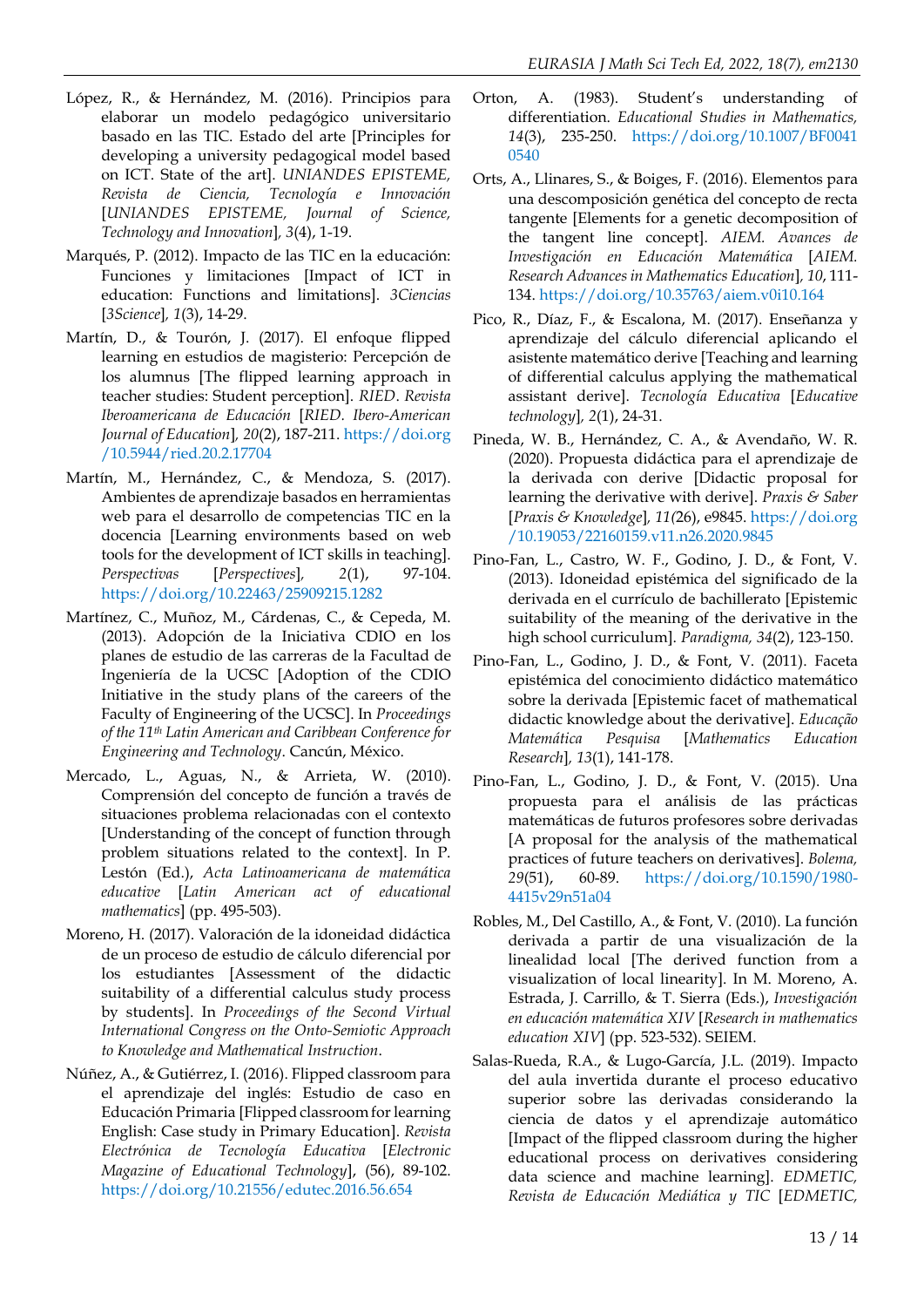López, R., & Hernández, M. (2016). Principios para elaborar un modelo pedagógico universitario basado en las TIC. Estado del arte [Principles for developing a university pedagogical model based on ICT. State of the art]. *UNIANDES EPISTEME, Revista de Ciencia, Tecnología e Innovación* [*UNIANDES EPISTEME, Journal of Science, Technology and Innovation*], *3*(4), 1-19.

Marqués, P. (2012). Impacto de las TIC en la educación: Funciones y limitaciones [Impact of ICT in education: Functions and limitations]. *3Ciencias* [*3Science*], *1*(3), 14-29.

Martín, D., & Tourón, J. (2017). El enfoque flipped learning en estudios de magisterio: Percepción de los alumnus [The flipped learning approach in teacher studies: Student perception]. *RIED. Revista Iberoamericana de Educación* [*RIED. Ibero-American Journal of Education*], *20*(2), 187-211. https://doi.org/10.5944/ried.20.2.17704

Martín, M., Hernández, C., & Mendoza, S. (2017). Ambientes de aprendizaje basados en herramientas web para el desarrollo de competencias TIC en la docencia [Learning environments based on web tools for the development of ICT skills in teaching]. *Perspectivas* [*Perspectives*], *2*(1), 97-104. https://doi.org/10.22463/25909215.1282

Martínez, C., Muñoz, M., Cárdenas, C., & Cepeda, M. (2013). Adopción de la Iniciativa CDIO en los planes de estudio de las carreras de la Facultad de Ingeniería de la UCSC [Adoption of the CDIO Initiative in the study plans of the careers of the Faculty of Engineering of the UCSC]. In *Proceedings of the 11th Latin American and Caribbean Conference for Engineering and Technology*. Cancún, México.

Mercado, L., Aguas, N., & Arrieta, W. (2010). Comprensión del concepto de función a través de situaciones problema relacionadas con el contexto [Understanding of the concept of function through problem situations related to the context]. In P. Lestón (Ed.), *Acta Latinoamericana de matemática educative* [*Latin American act of educational mathematics*] (pp. 495-503).

Moreno, H. (2017). Valoración de la idoneidad didáctica de un proceso de estudio de cálculo diferencial por los estudiantes [Assessment of the didactic suitability of a differential calculus study process by students]. In *Proceedings of the Second Virtual International Congress on the Onto-Semiotic Approach to Knowledge and Mathematical Instruction*.

Núñez, A., & Gutiérrez, I. (2016). Flipped classroom para el aprendizaje del inglés: Estudio de caso en Educación Primaria [Flipped classroom for learning English: Case study in Primary Education]. *Revista Electrónica de Tecnología Educativa* [*Electronic Magazine of Educational Technology*], (56), 89-102. https://doi.org/10.21556/edutec.2016.56.654

Orton, A. (1983). Student's understanding of differentiation. *Educational Studies in Mathematics, 14*(3), 235-250. https://doi.org/10.1007/BF00410540

Orts, A., Llinares, S., & Boiges, F. (2016). Elementos para una descomposición genética del concepto de recta tangente [Elements for a genetic decomposition of the tangent line concept]. *AIEM. Avances de Investigación en Educación Matemática* [*AIEM. Research Advances in Mathematics Education*], *10*, 111-134. https://doi.org/10.35763/aiem.v0i10.164

Pico, R., Díaz, F., & Escalona, M. (2017). Enseñanza y aprendizaje del cálculo diferencial aplicando el asistente matemático derive [Teaching and learning of differential calculus applying the mathematical assistant derive]. *Tecnología Educativa* [*Educative technology*], *2*(1), 24-31.

Pineda, W. B., Hernández, C. A., & Avendaño, W. R. (2020). Propuesta didáctica para el aprendizaje de la derivada con derive [Didactic proposal for learning the derivative with derive]. *Praxis & Saber* [*Praxis & Knowledge*], *11*(26), e9845. https://doi.org/10.19053/22160159.v11.n26.2020.9845

Pino-Fan, L., Castro, W. F., Godino, J. D., & Font, V. (2013). Idoneidad epistémica del significado de la derivada en el currículo de bachillerato [Epistemic suitability of the meaning of the derivative in the high school curriculum]. *Paradigma, 34*(2), 123-150.

Pino-Fan, L., Godino, J. D., & Font, V. (2011). Faceta epistémica del conocimiento didáctico matemático sobre la derivada [Epistemic facet of mathematical didactic knowledge about the derivative]. *Educação Matemática Pesquisa* [*Mathematics Education Research*], *13*(1), 141-178.

Pino-Fan, L., Godino, J. D., & Font, V. (2015). Una propuesta para el análisis de las prácticas matemáticas de futuros profesores sobre derivadas [A proposal for the analysis of the mathematical practices of future teachers on derivatives]. *Bolema, 29*(51), 60-89. https://doi.org/10.1590/1980-4415v29n51a04

Robles, M., Del Castillo, A., & Font, V. (2010). La función derivada a partir de una visualización de la linealidad local [The derived function from a visualization of local linearity]. In M. Moreno, A. Estrada, J. Carrillo, & T. Sierra (Eds.), *Investigación en educación matemática XIV* [*Research in mathematics education XIV*] (pp. 523-532). SEIEM.

Salas-Rueda, R.A., & Lugo-García, J.L. (2019). Impacto del aula invertida durante el proceso educativo superior sobre las derivadas considerando la ciencia de datos y el aprendizaje automático [Impact of the flipped classroom during the higher educational process on derivatives considering data science and machine learning]. *EDMETIC, Revista de Educación Mediática y TIC* [*EDMETIC,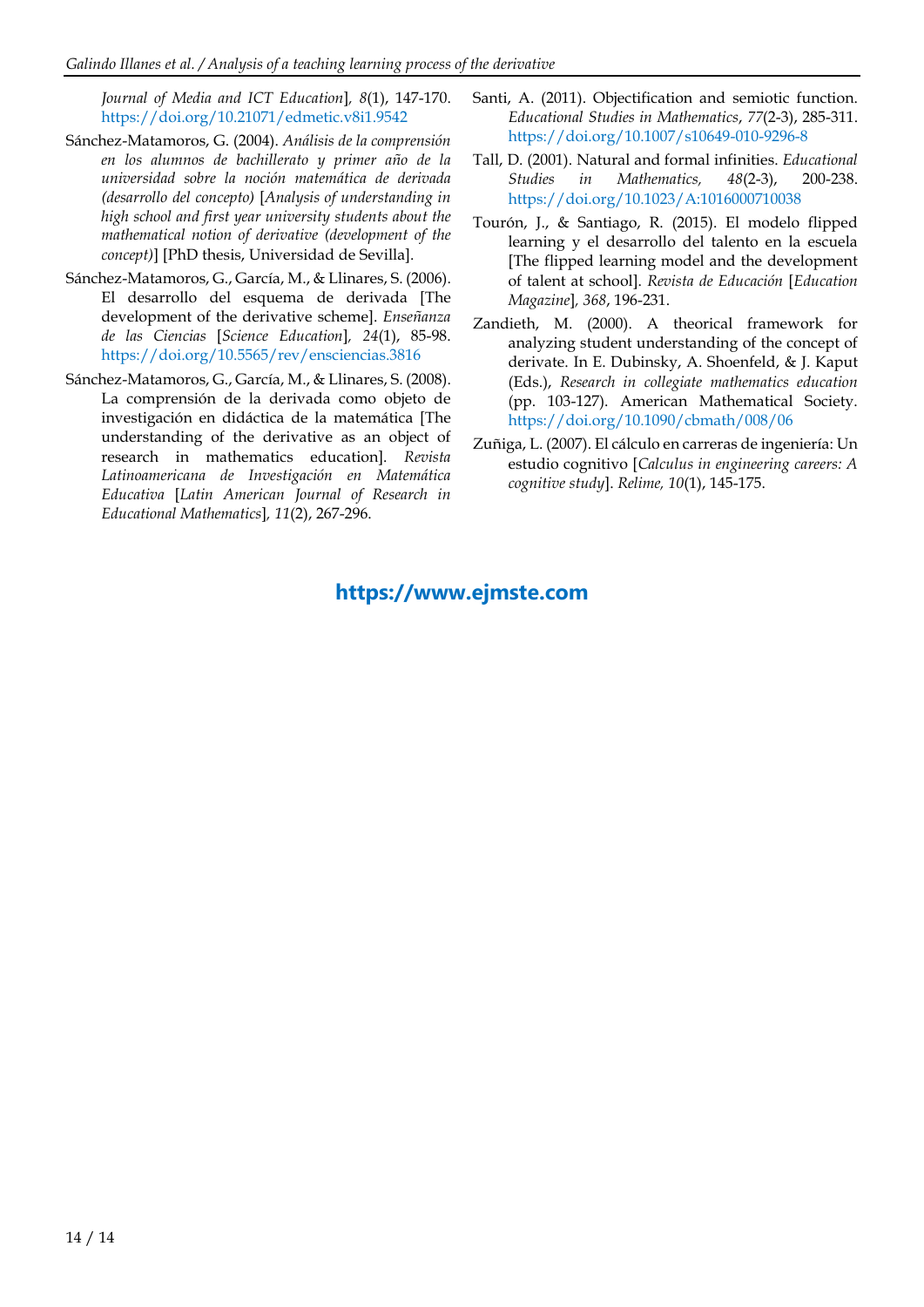*Journal of Media and ICT Education*], *8*(1), 147-170. https://doi.org/10.21071/edmetic.v8i1.9542

Sánchez-Matamoros, G. (2004). *Análisis de la comprensión en los alumnos de bachillerato y primer año de la universidad sobre la noción matemática de derivada (desarrollo del concepto)* [*Analysis of understanding in high school and first year university students about the mathematical notion of derivative (development of the concept)*] [PhD thesis, Universidad de Sevilla].

Sánchez-Matamoros, G., García, M., & Llinares, S. (2006). El desarrollo del esquema de derivada [The development of the derivative scheme]. *Enseñanza de las Ciencias* [*Science Education*]*, 24*(1), 85-98. https://doi.org/10.5565/rev/ensciencias.3816

Sánchez-Matamoros, G., García, M., & Llinares, S. (2008). La comprensión de la derivada como objeto de investigación en didáctica de la matemática [The understanding of the derivative as an object of research in mathematics education]. *Revista Latinoamericana de Investigación en Matemática Educativa* [*Latin American Journal of Research in Educational Mathematics*]*, 11*(2), 267-296.

Santi, A. (2011). Objectification and semiotic function. *Educational Studies in Mathematics*, *77*(2-3), 285-311. https://doi.org/10.1007/s10649-010-9296-8

Tall, D. (2001). Natural and formal infinities. *Educational Studies in Mathematics, 48*(2-3), 200-238. https://doi.org/10.1023/A:1016000710038

Tourón, J., & Santiago, R. (2015). El modelo flipped learning y el desarrollo del talento en la escuela [The flipped learning model and the development of talent at school]. *Revista de Educación* [*Education Magazine*]*, 368*, 196-231.

Zandieth, M. (2000). A theorical framework for analyzing student understanding of the concept of derivate. In E. Dubinsky, A. Shoenfeld, & J. Kaput (Eds.), *Research in collegiate mathematics education* (pp. 103-127). American Mathematical Society. https://doi.org/10.1090/cbmath/008/06

Zuñiga, L. (2007). El cálculo en carreras de ingeniería: Un estudio cognitivo [*Calculus in engineering careers: A cognitive study*]. *Relime, 10*(1), 145-175.

**https://www.ejmste.com**